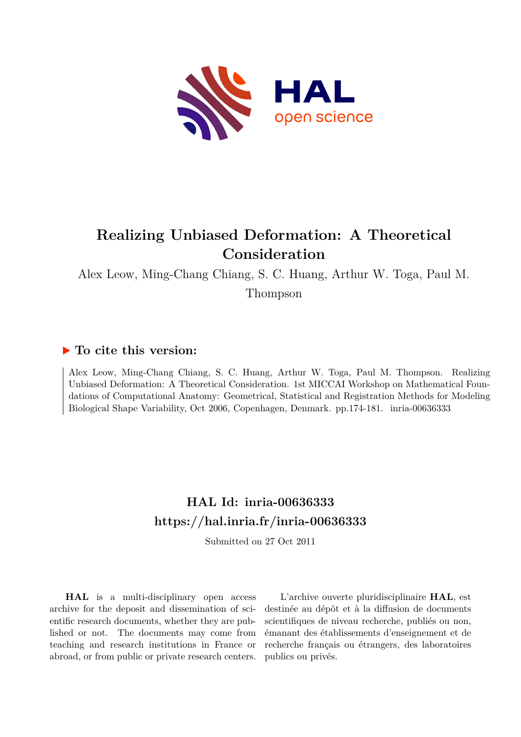# Realizing Unbiased Deformation: A Theoretical Consideration

Alex Leow, Ming-Chang Chiang, S. C. Huang, Arthur W. Toga, Paul M. Thompson

## ▶ To cite this version:

Alex Leow, Ming-Chang Chiang, S. C. Huang, Arthur W. Toga, Paul M. Thompson. Realizing Unbiased Deformation: A Theoretical Consideration. 1st MICCAI Workshop on Mathematical Foundations of Computational Anatomy: Geometrical, Statistical and Registration Methods for Modeling Biological Shape Variability, Oct 2006, Copenhagen, Denmark. pp.174-181. inria-00636333

## HAL Id: inria-00636333
## https://hal.inria.fr/inria-00636333

Submitted on 27 Oct 2011

**HAL** is a multi-disciplinary open access archive for the deposit and dissemination of scientific research documents, whether they are published or not. The documents may come from teaching and research institutions in France or abroad, or from public or private research centers.

L'archive ouverte pluridisciplinaire **HAL**, est destinée au dépôt et à la diffusion de documents scientifiques de niveau recherche, publiés ou non, émanant des établissements d'enseignement et de recherche français ou étrangers, des laboratoires publics ou privés.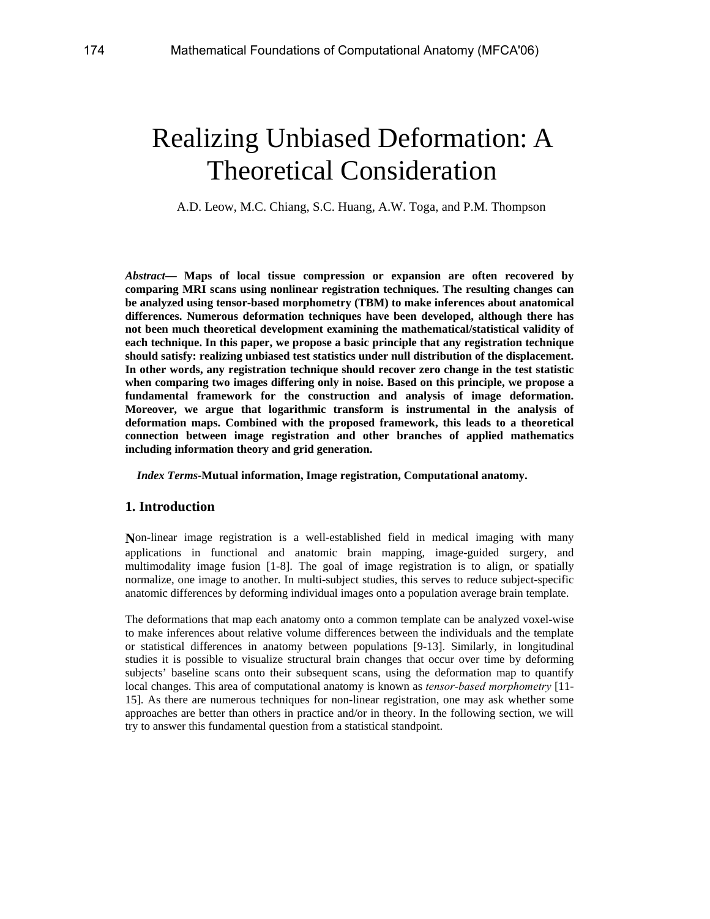# Realizing Unbiased Deformation: A Theoretical Consideration

A.D. Leow, M.C. Chiang, S.C. Huang, A.W. Toga, and P.M. Thompson

***Abstract*— Maps of local tissue compression or expansion are often recovered by comparing MRI scans using nonlinear registration techniques. The resulting changes can be analyzed using tensor-based morphometry (TBM) to make inferences about anatomical differences. Numerous deformation techniques have been developed, although there has not been much theoretical development examining the mathematical/statistical validity of each technique. In this paper, we propose a basic principle that any registration technique should satisfy: realizing unbiased test statistics under null distribution of the displacement. In other words, any registration technique should recover zero change in the test statistic when comparing two images differing only in noise. Based on this principle, we propose a fundamental framework for the construction and analysis of image deformation. Moreover, we argue that logarithmic transform is instrumental in the analysis of deformation maps. Combined with the proposed framework, this leads to a theoretical connection between image registration and other branches of applied mathematics including information theory and grid generation.**

*Index Terms*-**Mutual information, Image registration, Computational anatomy.**

## 1. Introduction

Non-linear image registration is a well-established field in medical imaging with many applications in functional and anatomic brain mapping, image-guided surgery, and multimodality image fusion [1-8]. The goal of image registration is to align, or spatially normalize, one image to another. In multi-subject studies, this serves to reduce subject-specific anatomic differences by deforming individual images onto a population average brain template.

The deformations that map each anatomy onto a common template can be analyzed voxel-wise to make inferences about relative volume differences between the individuals and the template or statistical differences in anatomy between populations [9-13]. Similarly, in longitudinal studies it is possible to visualize structural brain changes that occur over time by deforming subjects' baseline scans onto their subsequent scans, using the deformation map to quantify local changes. This area of computational anatomy is known as *tensor-based morphometry* [11-15]. As there are numerous techniques for non-linear registration, one may ask whether some approaches are better than others in practice and/or in theory. In the following section, we will try to answer this fundamental question from a statistical standpoint.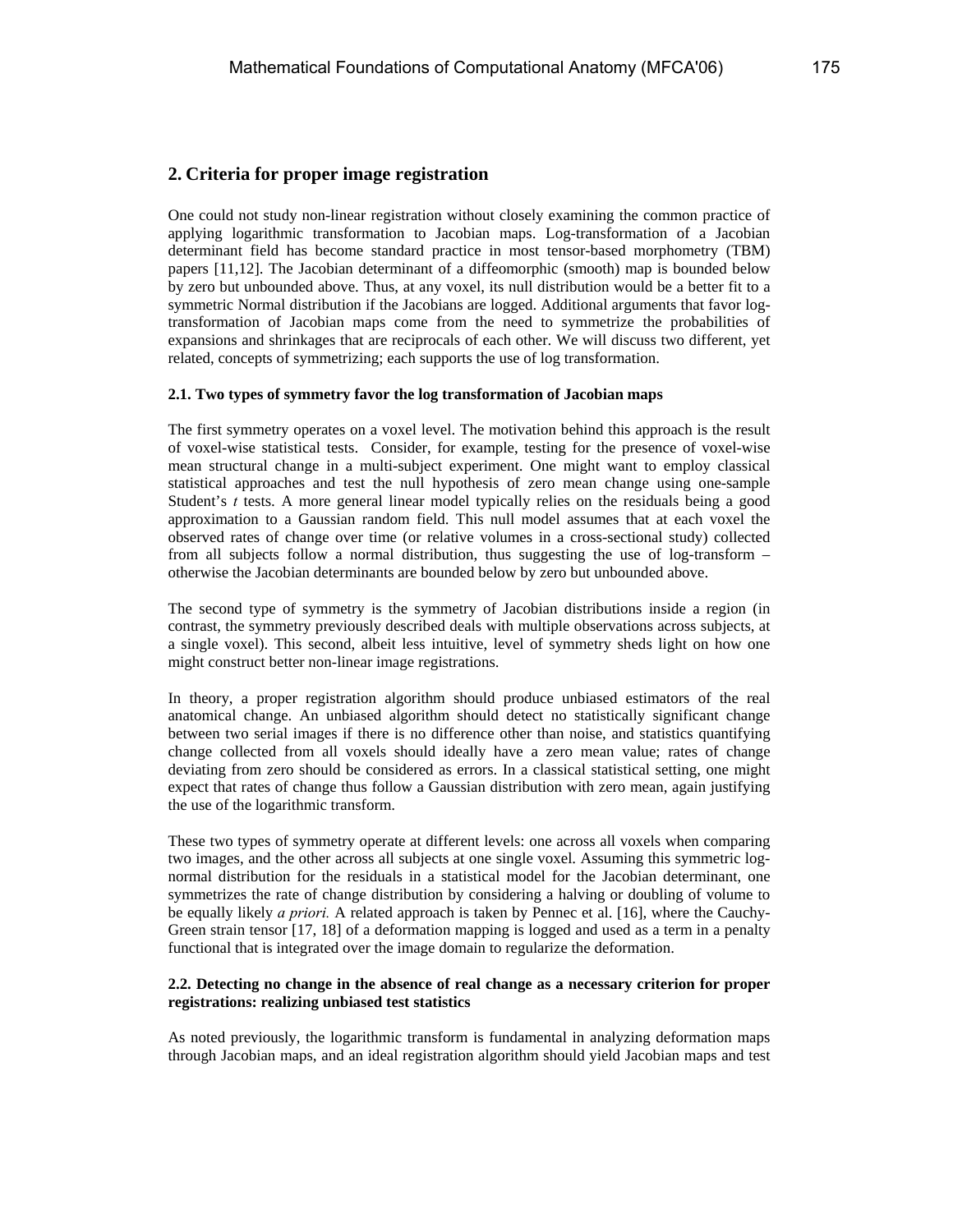## 2. Criteria for proper image registration

One could not study non-linear registration without closely examining the common practice of applying logarithmic transformation to Jacobian maps. Log-transformation of a Jacobian determinant field has become standard practice in most tensor-based morphometry (TBM) papers [11,12]. The Jacobian determinant of a diffeomorphic (smooth) map is bounded below by zero but unbounded above. Thus, at any voxel, its null distribution would be a better fit to a symmetric Normal distribution if the Jacobians are logged. Additional arguments that favor log-transformation of Jacobian maps come from the need to symmetrize the probabilities of expansions and shrinkages that are reciprocals of each other. We will discuss two different, yet related, concepts of symmetrizing; each supports the use of log transformation.

### 2.1. Two types of symmetry favor the log transformation of Jacobian maps

The first symmetry operates on a voxel level. The motivation behind this approach is the result of voxel-wise statistical tests. Consider, for example, testing for the presence of voxel-wise mean structural change in a multi-subject experiment. One might want to employ classical statistical approaches and test the null hypothesis of zero mean change using one-sample Student's *t* tests. A more general linear model typically relies on the residuals being a good approximation to a Gaussian random field. This null model assumes that at each voxel the observed rates of change over time (or relative volumes in a cross-sectional study) collected from all subjects follow a normal distribution, thus suggesting the use of log-transform – otherwise the Jacobian determinants are bounded below by zero but unbounded above.

The second type of symmetry is the symmetry of Jacobian distributions inside a region (in contrast, the symmetry previously described deals with multiple observations across subjects, at a single voxel). This second, albeit less intuitive, level of symmetry sheds light on how one might construct better non-linear image registrations.

In theory, a proper registration algorithm should produce unbiased estimators of the real anatomical change. An unbiased algorithm should detect no statistically significant change between two serial images if there is no difference other than noise, and statistics quantifying change collected from all voxels should ideally have a zero mean value; rates of change deviating from zero should be considered as errors. In a classical statistical setting, one might expect that rates of change thus follow a Gaussian distribution with zero mean, again justifying the use of the logarithmic transform.

These two types of symmetry operate at different levels: one across all voxels when comparing two images, and the other across all subjects at one single voxel). Assuming this symmetric log-normal distribution for the residuals in a statistical model for the Jacobian determinant, one symmetrizes the rate of change distribution by considering a halving or doubling of volume to be equally likely *a priori.* A related approach is taken by Pennec et al. [16], where the Cauchy-Green strain tensor [17, 18] of a deformation mapping is logged and used as a term in a penalty functional that is integrated over the image domain to regularize the deformation.

### 2.2. Detecting no change in the absence of real change as a necessary criterion for proper registrations: realizing unbiased test statistics

As noted previously, the logarithmic transform is fundamental in analyzing deformation maps through Jacobian maps, and an ideal registration algorithm should yield Jacobian maps and test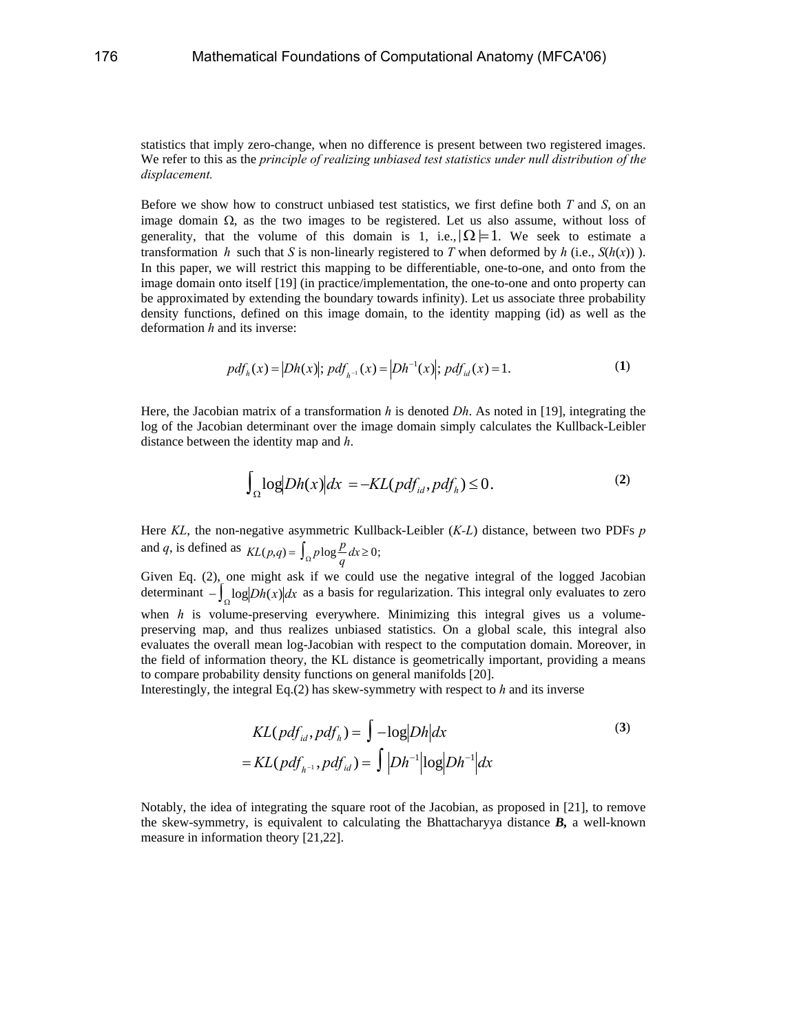statistics that imply zero-change, when no difference is present between two registered images. We refer to this as the *principle of realizing unbiased test statistics under null distribution of the displacement.*

Before we show how to construct unbiased test statistics, we first define both $T$ and $S$, on an image domain $\Omega$, as the two images to be registered. Let us also assume, without loss of generality, that the volume of this domain is 1, i.e., $|\Omega|=1$. We seek to estimate a transformation $h$ such that $S$ is non-linearly registered to $T$ when deformed by $h$ (i.e., $S(h(x))$ ). In this paper, we will restrict this mapping to be differentiable, one-to-one, and onto from the image domain onto itself [19] (in practice/implementation, the one-to-one and onto property can be approximated by extending the boundary towards infinity). Let us associate three probability density functions, defined on this image domain, to the identity mapping (id) as well as the deformation $h$ and its inverse:

$$pdf_h(x) = |Dh(x)|;\ pdf_{h^{-1}}(x) = |Dh^{-1}(x)|;\ pdf_{id}(x) = 1. \tag{1}$$

Here, the Jacobian matrix of a transformation $h$ is denoted $Dh$. As noted in [19], integrating the log of the Jacobian determinant over the image domain simply calculates the Kullback-Leibler distance between the identity map and $h$.

$$\int_\Omega \log|Dh(x)|dx = -KL(pdf_{id}, pdf_h) \le 0. \tag{2}$$

Here $KL$, the non-negative asymmetric Kullback-Leibler ($K$-$L$) distance, between two PDFs $p$ and $q$, is defined as $KL(p,q) = \int_\Omega p \log \frac{p}{q} dx \ge 0;$

Given Eq. (2), one might ask if we could use the negative integral of the logged Jacobian determinant $-\int_\Omega \log|Dh(x)|dx$ as a basis for regularization. This integral only evaluates to zero when $h$ is volume-preserving everywhere. Minimizing this integral gives us a volume-preserving map, and thus realizes unbiased statistics. On a global scale, this integral also evaluates the overall mean log-Jacobian with respect to the computation domain. Moreover, in the field of information theory, the KL distance is geometrically important, providing a means to compare probability density functions on general manifolds [20].
Interestingly, the integral Eq.(2) has skew-symmetry with respect to $h$ and its inverse

$$\begin{aligned} KL(pdf_{id}, pdf_h) &= \int -\log|Dh|dx \\ = KL(pdf_{h^{-1}}, pdf_{id}) &= \int |Dh^{-1}|\log|Dh^{-1}|dx \end{aligned} \tag{3}$$

Notably, the idea of integrating the square root of the Jacobian, as proposed in [21], to remove the skew-symmetry, is equivalent to calculating the Bhattacharyya distance ***B***, a well-known measure in information theory [21,22].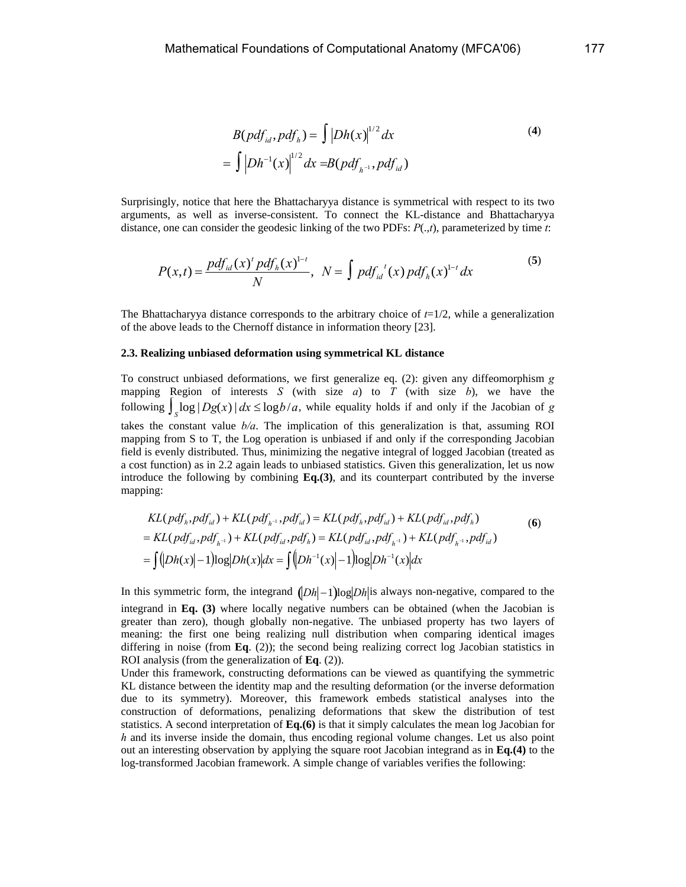$$B(pdf_{id}, pdf_h) = \int \left|Dh(x)\right|^{1/2} dx \qquad (4)$$
$$= \int \left|Dh^{-1}(x)\right|^{1/2} dx = B(pdf_{h^{-1}}, pdf_{id})$$

Surprisingly, notice that here the Bhattacharyya distance is symmetrical with respect to its two arguments, as well as inverse-consistent. To connect the KL-distance and Bhattacharyya distance, one can consider the geodesic linking of the two PDFs: $P(.,t)$, parameterized by time $t$:

$$P(x,t) = \frac{pdf_{id}(x)^t \, pdf_h(x)^{1-t}}{N}, \quad N = \int pdf_{id}^{\,t}(x) \, pdf_h(x)^{1-t} \, dx \qquad (5)$$

The Bhattacharyya distance corresponds to the arbitrary choice of $t$=1/2, while a generalization of the above leads to the Chernoff distance in information theory [23].

### 2.3. Realizing unbiased deformation using symmetrical KL distance

To construct unbiased deformations, we first generalize eq. (2): given any diffeomorphism $g$ mapping Region of interests $S$ (with size $a$) to $T$ (with size $b$), we have the following $\int_S \log|Dg(x)|\,dx \le \log b/a$, while equality holds if and only if the Jacobian of $g$ takes the constant value $b/a$. The implication of this generalization is that, assuming ROI mapping from S to T, the Log operation is unbiased if and only if the corresponding Jacobian field is evenly distributed. Thus, minimizing the negative integral of logged Jacobian (treated as a cost function) as in 2.2 again leads to unbiased statistics. Given this generalization, let us now introduce the following by combining **Eq.(3)**, and its counterpart contributed by the inverse mapping:

$$KL(pdf_h, pdf_{id}) + KL(pdf_{h^{-1}}, pdf_{id}) = KL(pdf_h, pdf_{id}) + KL(pdf_{id}, pdf_h) \qquad (6)$$
$$= KL(pdf_{id}, pdf_{h^{-1}}) + KL(pdf_{id}, pdf_h) = KL(pdf_{id}, pdf_{h^{-1}}) + KL(pdf_{h^{-1}}, pdf_{id})$$
$$= \int \left(\left|Dh(x)\right| - 1\right)\log\left|Dh(x)\right| dx = \int \left(\left|Dh^{-1}(x)\right| - 1\right)\log\left|Dh^{-1}(x)\right| dx$$

In this symmetric form, the integrand $\left(|Dh| - 1\right)\log|Dh|$ is always non-negative, compared to the integrand in **Eq. (3)** where locally negative numbers can be obtained (when the Jacobian is greater than zero), though globally non-negative. The unbiased property has two layers of meaning: the first one being realizing null distribution when comparing identical images differing in noise (from **Eq**. (2)); the second being realizing correct log Jacobian statistics in ROI analysis (from the generalization of **Eq**. (2)).

Under this framework, constructing deformations can be viewed as quantifying the symmetric KL distance between the identity map and the resulting deformation (or the inverse deformation due to its symmetry). Moreover, this framework embeds statistical analyses into the construction of deformations, penalizing deformations that skew the distribution of test statistics. A second interpretation of **Eq.(6)** is that it simply calculates the mean log Jacobian for $h$ and its inverse inside the domain, thus encoding regional volume changes. Let us also point out an interesting observation by applying the square root Jacobian integrand as in **Eq.(4)** to the log-transformed Jacobian framework. A simple change of variables verifies the following: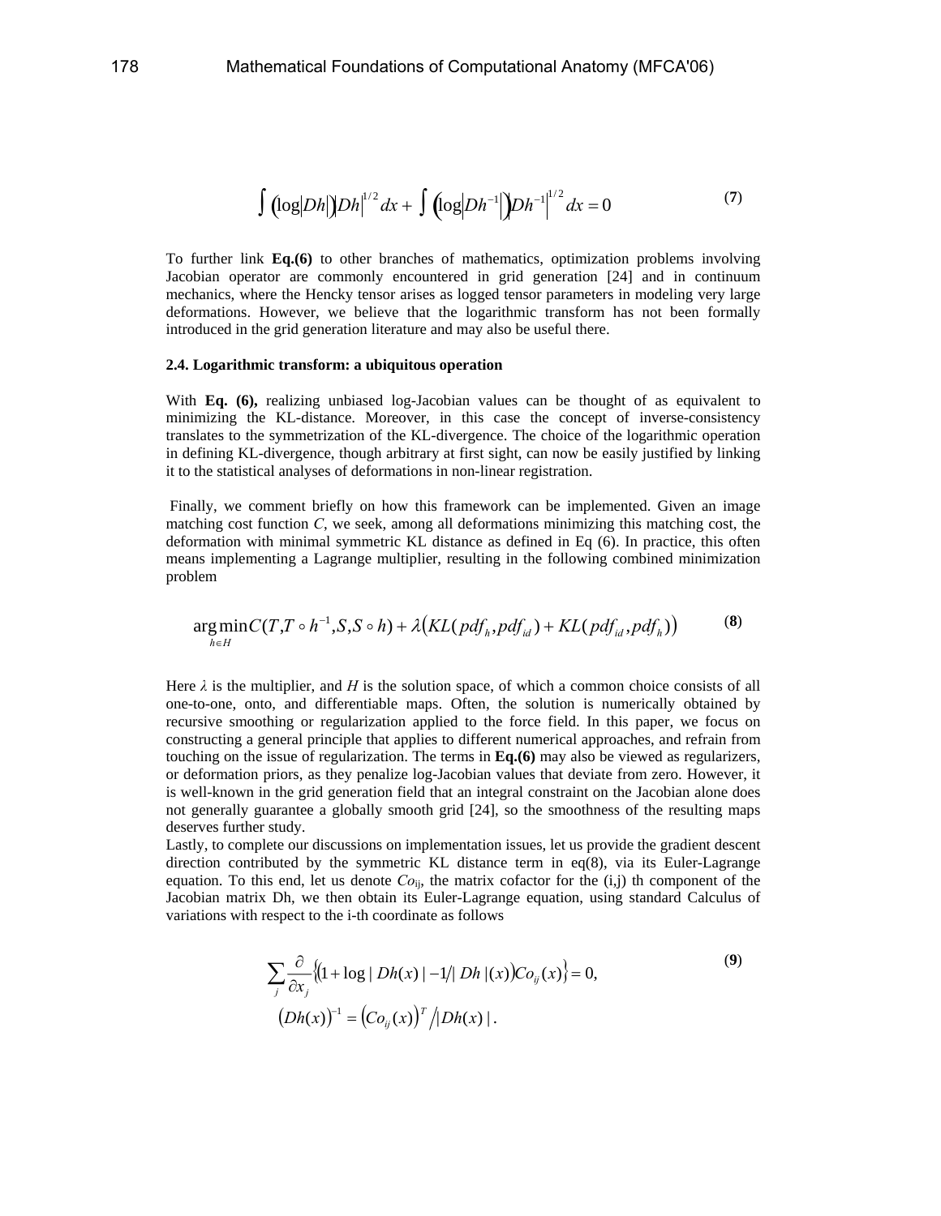$$\int \left(\log\left|Dh\right|\right)\left|Dh\right|^{1/2} dx + \int \left(\log\left|Dh^{-1}\right|\right)\left|Dh^{-1}\right|^{1/2} dx = 0 \tag{7}$$

To further link **Eq.(6)** to other branches of mathematics, optimization problems involving Jacobian operator are commonly encountered in grid generation [24] and in continuum mechanics, where the Hencky tensor arises as logged tensor parameters in modeling very large deformations. However, we believe that the logarithmic transform has not been formally introduced in the grid generation literature and may also be useful there.

#### 2.4. Logarithmic transform: a ubiquitous operation

With **Eq. (6),** realizing unbiased log-Jacobian values can be thought of as equivalent to minimizing the KL-distance. Moreover, in this case the concept of inverse-consistency translates to the symmetrization of the KL-divergence. The choice of the logarithmic operation in defining KL-divergence, though arbitrary at first sight, can now be easily justified by linking it to the statistical analyses of deformations in non-linear registration.

Finally, we comment briefly on how this framework can be implemented. Given an image matching cost function $C$, we seek, among all deformations minimizing this matching cost, the deformation with minimal symmetric KL distance as defined in Eq (6). In practice, this often means implementing a Lagrange multiplier, resulting in the following combined minimization problem

$$\underset{h \in H}{\arg\min} C(T, T \circ h^{-1}, S, S \circ h) + \lambda\left(KL(pdf_h, pdf_{id}) + KL(pdf_{id}, pdf_h)\right) \tag{8}$$

Here $\lambda$ is the multiplier, and $H$ is the solution space, of which a common choice consists of all one-to-one, onto, and differentiable maps. Often, the solution is numerically obtained by recursive smoothing or regularization applied to the force field. In this paper, we focus on constructing a general principle that applies to different numerical approaches, and refrain from touching on the issue of regularization. The terms in **Eq.(6)** may also be viewed as regularizers, or deformation priors, as they penalize log-Jacobian values that deviate from zero. However, it is well-known in the grid generation field that an integral constraint on the Jacobian alone does not generally guarantee a globally smooth grid [24], so the smoothness of the resulting maps deserves further study.

Lastly, to complete our discussions on implementation issues, let us provide the gradient descent direction contributed by the symmetric KL distance term in eq(8), via its Euler-Lagrange equation. To this end, let us denote $Co_{ij}$, the matrix cofactor for the (i,j) th component of the Jacobian matrix Dh, we then obtain its Euler-Lagrange equation, using standard Calculus of variations with respect to the i-th coordinate as follows

$$\begin{gathered}\sum_j \frac{\partial}{\partial x_j}\left\{\left(1 + \log|Dh(x)| - 1/|Dh|(x)\right)Co_{ij}(x)\right\} = 0, \\ \left(Dh(x)\right)^{-1} = \left(Co_{ij}(x)\right)^T / |Dh(x)|.\end{gathered} \tag{9}$$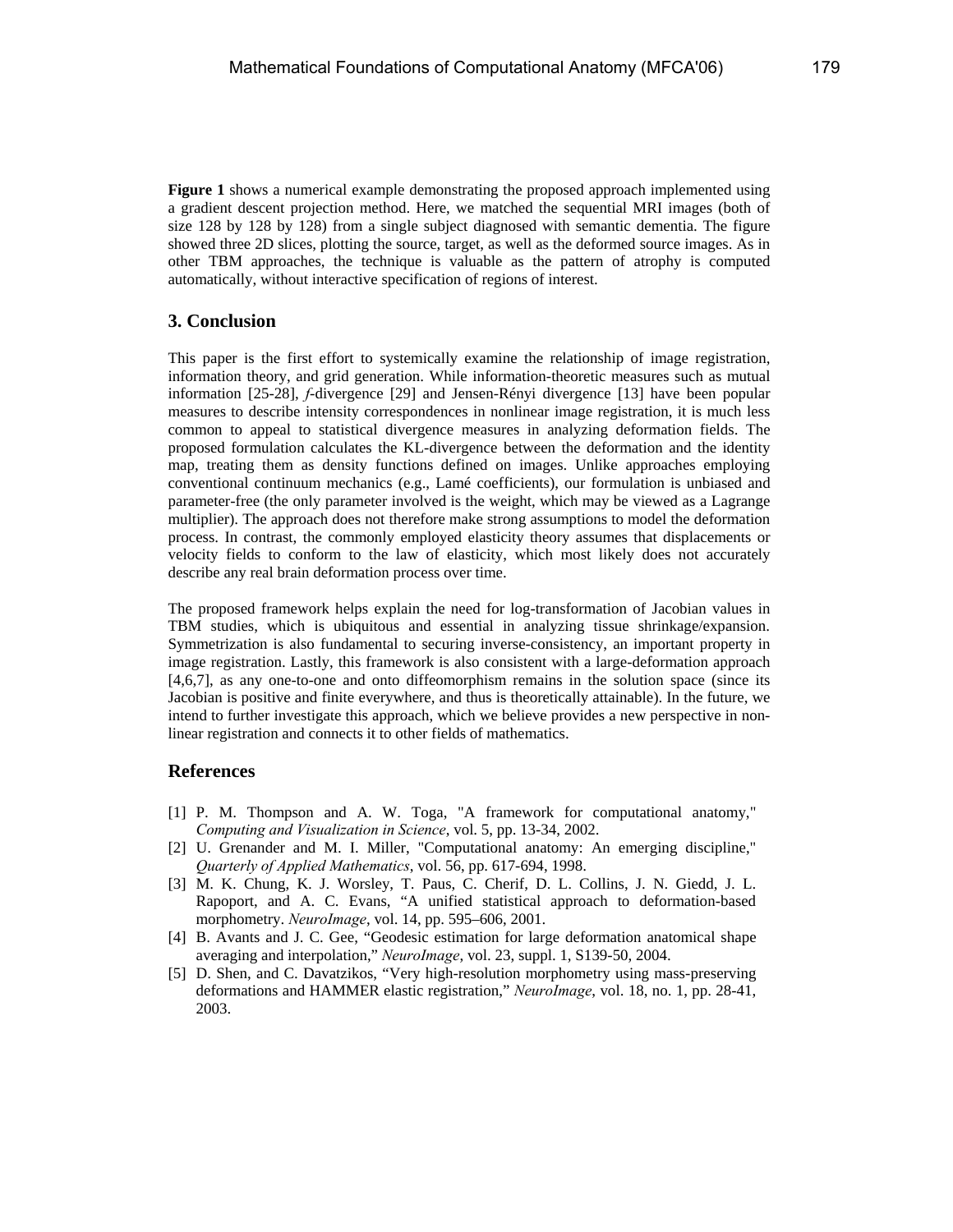**Figure 1** shows a numerical example demonstrating the proposed approach implemented using a gradient descent projection method. Here, we matched the sequential MRI images (both of size 128 by 128 by 128) from a single subject diagnosed with semantic dementia. The figure showed three 2D slices, plotting the source, target, as well as the deformed source images. As in other TBM approaches, the technique is valuable as the pattern of atrophy is computed automatically, without interactive specification of regions of interest.

## 3. Conclusion

This paper is the first effort to systemically examine the relationship of image registration, information theory, and grid generation. While information-theoretic measures such as mutual information [25-28], *f*-divergence [29] and Jensen-Rényi divergence [13] have been popular measures to describe intensity correspondences in nonlinear image registration, it is much less common to appeal to statistical divergence measures in analyzing deformation fields. The proposed formulation calculates the KL-divergence between the deformation and the identity map, treating them as density functions defined on images. Unlike approaches employing conventional continuum mechanics (e.g., Lamé coefficients), our formulation is unbiased and parameter-free (the only parameter involved is the weight, which may be viewed as a Lagrange multiplier). The approach does not therefore make strong assumptions to model the deformation process. In contrast, the commonly employed elasticity theory assumes that displacements or velocity fields to conform to the law of elasticity, which most likely does not accurately describe any real brain deformation process over time.

The proposed framework helps explain the need for log-transformation of Jacobian values in TBM studies, which is ubiquitous and essential in analyzing tissue shrinkage/expansion. Symmetrization is also fundamental to securing inverse-consistency, an important property in image registration. Lastly, this framework is also consistent with a large-deformation approach [4,6,7], as any one-to-one and onto diffeomorphism remains in the solution space (since its Jacobian is positive and finite everywhere, and thus is theoretically attainable). In the future, we intend to further investigate this approach, which we believe provides a new perspective in non-linear registration and connects it to other fields of mathematics.

## References

[1] P. M. Thompson and A. W. Toga, "A framework for computational anatomy," *Computing and Visualization in Science*, vol. 5, pp. 13-34, 2002.

[2] U. Grenander and M. I. Miller, "Computational anatomy: An emerging discipline," *Quarterly of Applied Mathematics*, vol. 56, pp. 617-694, 1998.

[3] M. K. Chung, K. J. Worsley, T. Paus, C. Cherif, D. L. Collins, J. N. Giedd, J. L. Rapoport, and A. C. Evans, "A unified statistical approach to deformation-based morphometry. *NeuroImage*, vol. 14, pp. 595–606, 2001.

[4] B. Avants and J. C. Gee, "Geodesic estimation for large deformation anatomical shape averaging and interpolation," *NeuroImage*, vol. 23, suppl. 1, S139-50, 2004.

[5] D. Shen, and C. Davatzikos, "Very high-resolution morphometry using mass-preserving deformations and HAMMER elastic registration," *NeuroImage*, vol. 18, no. 1, pp. 28-41, 2003.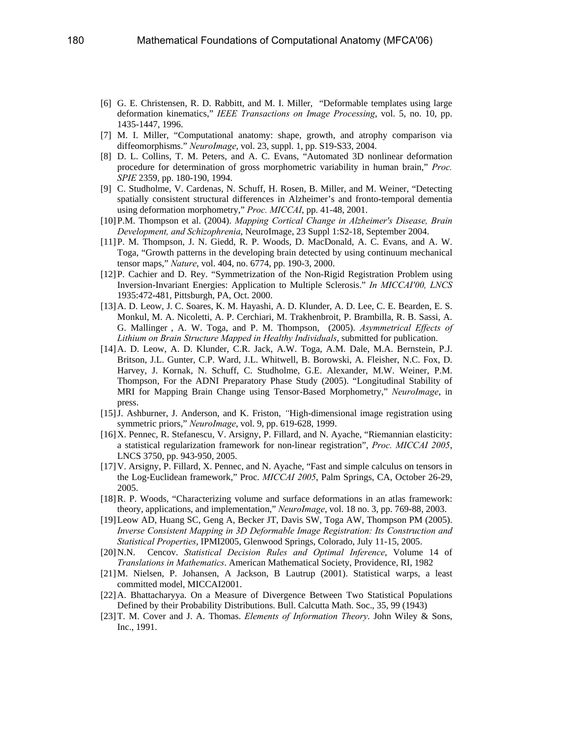[6] G. E. Christensen, R. D. Rabbitt, and M. I. Miller, "Deformable templates using large deformation kinematics," *IEEE Transactions on Image Processing*, vol. 5, no. 10, pp. 1435-1447, 1996.

[7] M. I. Miller, "Computational anatomy: shape, growth, and atrophy comparison via diffeomorphisms." *NeuroImage*, vol. 23, suppl. 1, pp. S19-S33, 2004.

[8] D. L. Collins, T. M. Peters, and A. C. Evans, "Automated 3D nonlinear deformation procedure for determination of gross morphometric variability in human brain," *Proc. SPIE* 2359, pp. 180-190, 1994.

[9] C. Studholme, V. Cardenas, N. Schuff, H. Rosen, B. Miller, and M. Weiner, "Detecting spatially consistent structural differences in Alzheimer's and fronto-temporal dementia using deformation morphometry," *Proc. MICCAI*, pp. 41-48, 2001.

[10] P.M. Thompson et al. (2004). *Mapping Cortical Change in Alzheimer's Disease, Brain Development, and Schizophrenia*, NeuroImage, 23 Suppl 1:S2-18, September 2004.

[11] P. M. Thompson, J. N. Giedd, R. P. Woods, D. MacDonald, A. C. Evans, and A. W. Toga, "Growth patterns in the developing brain detected by using continuum mechanical tensor maps," *Nature*, vol. 404, no. 6774, pp. 190-3, 2000.

[12] P. Cachier and D. Rey. "Symmetrization of the Non-Rigid Registration Problem using Inversion-Invariant Energies: Application to Multiple Sclerosis." *In MICCAI'00, LNCS* 1935:472-481, Pittsburgh, PA, Oct. 2000.

[13] A. D. Leow, J. C. Soares, K. M. Hayashi, A. D. Klunder, A. D. Lee, C. E. Bearden, E. S. Monkul, M. A. Nicoletti, A. P. Cerchiari, M. Trakhenbroit, P. Brambilla, R. B. Sassi, A. G. Mallinger , A. W. Toga, and P. M. Thompson, (2005). *Asymmetrical Effects of Lithium on Brain Structure Mapped in Healthy Individuals*, submitted for publication.

[14] A. D. Leow, A. D. Klunder, C.R. Jack, A.W. Toga, A.M. Dale, M.A. Bernstein, P.J. Britson, J.L. Gunter, C.P. Ward, J.L. Whitwell, B. Borowski, A. Fleisher, N.C. Fox, D. Harvey, J. Kornak, N. Schuff, C. Studholme, G.E. Alexander, M.W. Weiner, P.M. Thompson, For the ADNI Preparatory Phase Study (2005). "Longitudinal Stability of MRI for Mapping Brain Change using Tensor-Based Morphometry," *NeuroImage*, in press.

[15] J. Ashburner, J. Anderson, and K. Friston, "High-dimensional image registration using symmetric priors," *NeuroImage*, vol. 9, pp. 619-628, 1999.

[16] X. Pennec, R. Stefanescu, V. Arsigny, P. Fillard, and N. Ayache, "Riemannian elasticity: a statistical regularization framework for non-linear registration", *Proc. MICCAI 2005*, LNCS 3750, pp. 943-950, 2005.

[17] V. Arsigny, P. Fillard, X. Pennec, and N. Ayache, "Fast and simple calculus on tensors in the Log-Euclidean framework," Proc. *MICCAI 2005*, Palm Springs, CA, October 26-29, 2005.

[18] R. P. Woods, "Characterizing volume and surface deformations in an atlas framework: theory, applications, and implementation," *NeuroImage*, vol. 18 no. 3, pp. 769-88, 2003.

[19] Leow AD, Huang SC, Geng A, Becker JT, Davis SW, Toga AW, Thompson PM (2005). *Inverse Consistent Mapping in 3D Deformable Image Registration: Its Construction and Statistical Properties*, IPMI2005, Glenwood Springs, Colorado, July 11-15, 2005.

[20] N.N. Cencov. *Statistical Decision Rules and Optimal Inference*, Volume 14 of *Translations in Mathematics*. American Mathematical Society, Providence, RI, 1982

[21] M. Nielsen, P. Johansen, A Jackson, B Lautrup (2001). Statistical warps, a least committed model, MICCAI2001.

[22] A. Bhattacharyya. On a Measure of Divergence Between Two Statistical Populations Defined by their Probability Distributions. Bull. Calcutta Math. Soc., 35, 99 (1943)

[23] T. M. Cover and J. A. Thomas. *Elements of Information Theory*. John Wiley & Sons, Inc., 1991.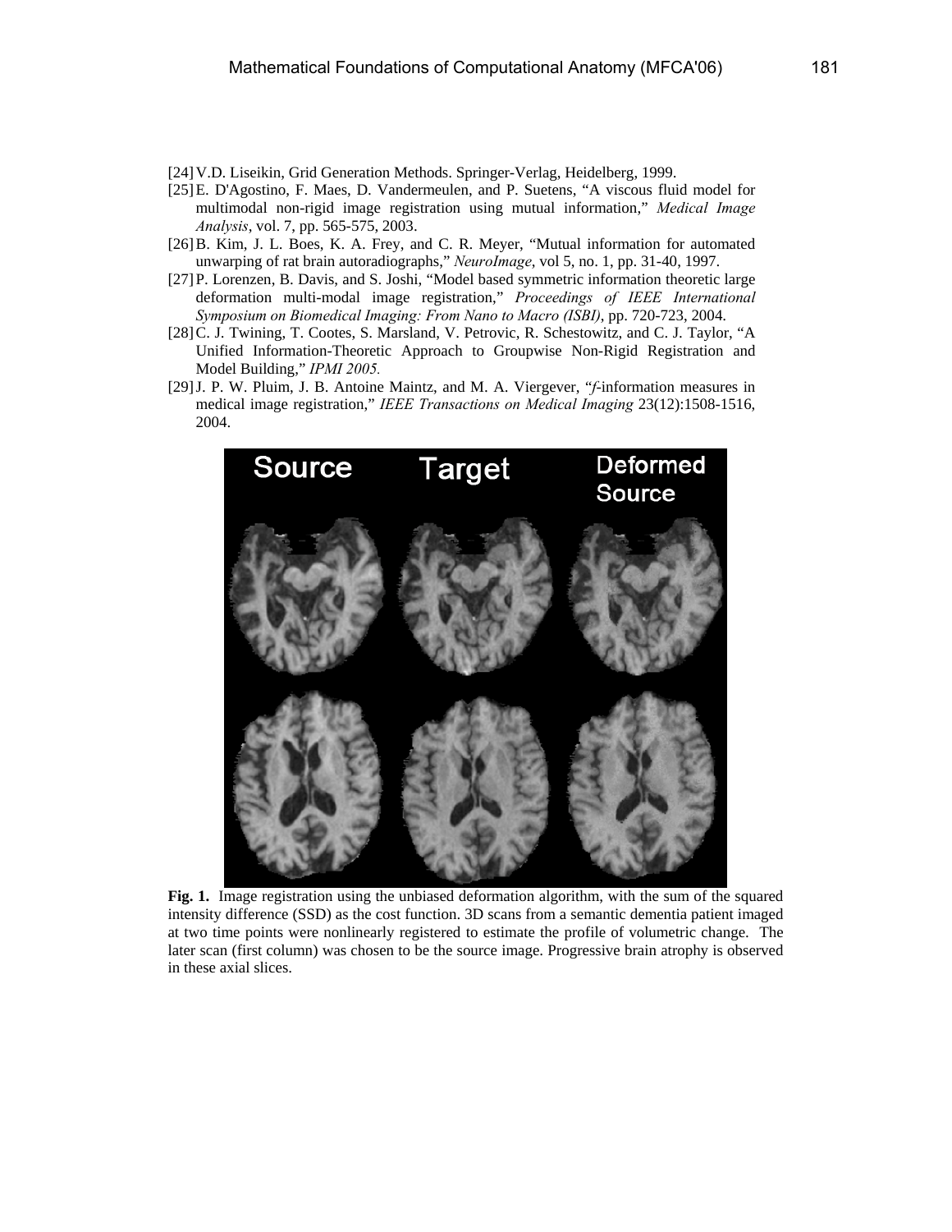[24] V.D. Liseikin, Grid Generation Methods. Springer-Verlag, Heidelberg, 1999.

[25] E. D'Agostino, F. Maes, D. Vandermeulen, and P. Suetens, "A viscous fluid model for multimodal non-rigid image registration using mutual information," *Medical Image Analysis*, vol. 7, pp. 565-575, 2003.

[26] B. Kim, J. L. Boes, K. A. Frey, and C. R. Meyer, "Mutual information for automated unwarping of rat brain autoradiographs," *NeuroImage*, vol 5, no. 1, pp. 31-40, 1997.

[27] P. Lorenzen, B. Davis, and S. Joshi, "Model based symmetric information theoretic large deformation multi-modal image registration," *Proceedings of IEEE International Symposium on Biomedical Imaging: From Nano to Macro (ISBI)*, pp. 720-723, 2004.

[28] C. J. Twining, T. Cootes, S. Marsland, V. Petrovic, R. Schestowitz, and C. J. Taylor, "A Unified Information-Theoretic Approach to Groupwise Non-Rigid Registration and Model Building," *IPMI 2005.*

[29] J. P. W. Pluim, J. B. Antoine Maintz, and M. A. Viergever, "*f*-information measures in medical image registration," *IEEE Transactions on Medical Imaging* 23(12):1508-1516, 2004.

Source

Target

Deformed Source

**Fig. 1.** Image registration using the unbiased deformation algorithm, with the sum of the squared intensity difference (SSD) as the cost function. 3D scans from a semantic dementia patient imaged at two time points were nonlinearly registered to estimate the profile of volumetric change. The later scan (first column) was chosen to be the source image. Progressive brain atrophy is observed in these axial slices.